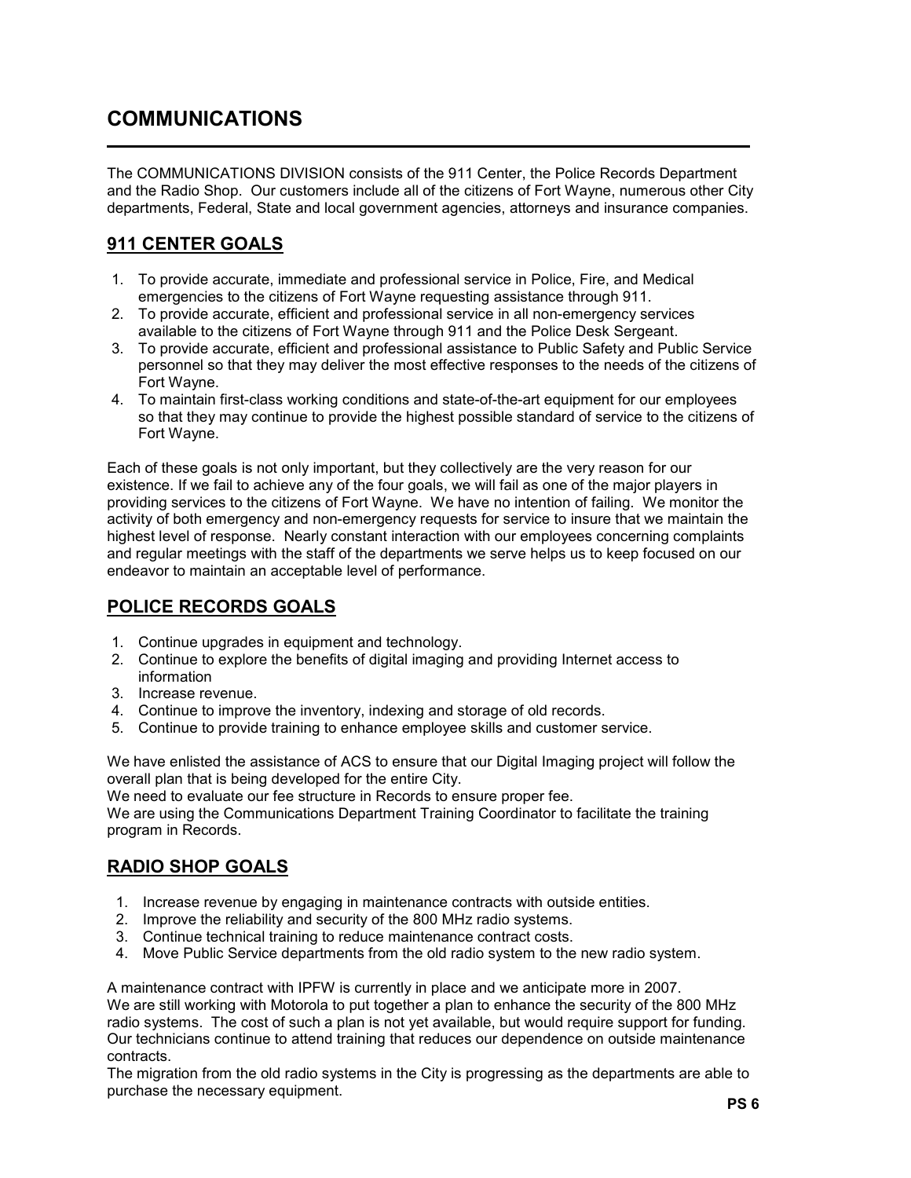# COMMUNICATIONS

The COMMUNICATIONS DIVISION consists of the 911 Center, the Police Records Department and the Radio Shop. Our customers include all of the citizens of Fort Wayne, numerous other City departments, Federal, State and local government agencies, attorneys and insurance companies.

## 911 CENTER GOALS

1. To provide accurate, immediate and professional service in Police, Fire, and Medical emergencies to the citizens of Fort Wayne requesting assistance through 911.
2. To provide accurate, efficient and professional service in all non-emergency services available to the citizens of Fort Wayne through 911 and the Police Desk Sergeant.
3. To provide accurate, efficient and professional assistance to Public Safety and Public Service personnel so that they may deliver the most effective responses to the needs of the citizens of Fort Wayne.
4. To maintain first-class working conditions and state-of-the-art equipment for our employees so that they may continue to provide the highest possible standard of service to the citizens of Fort Wayne.

Each of these goals is not only important, but they collectively are the very reason for our existence. If we fail to achieve any of the four goals, we will fail as one of the major players in providing services to the citizens of Fort Wayne. We have no intention of failing. We monitor the activity of both emergency and non-emergency requests for service to insure that we maintain the highest level of response. Nearly constant interaction with our employees concerning complaints and regular meetings with the staff of the departments we serve helps us to keep focused on our endeavor to maintain an acceptable level of performance.

## POLICE RECORDS GOALS

1. Continue upgrades in equipment and technology.
2. Continue to explore the benefits of digital imaging and providing Internet access to information
3. Increase revenue.
4. Continue to improve the inventory, indexing and storage of old records.
5. Continue to provide training to enhance employee skills and customer service.

We have enlisted the assistance of ACS to ensure that our Digital Imaging project will follow the overall plan that is being developed for the entire City.
We need to evaluate our fee structure in Records to ensure proper fee.
We are using the Communications Department Training Coordinator to facilitate the training program in Records.

## RADIO SHOP GOALS

1. Increase revenue by engaging in maintenance contracts with outside entities.
2. Improve the reliability and security of the 800 MHz radio systems.
3. Continue technical training to reduce maintenance contract costs.
4. Move Public Service departments from the old radio system to the new radio system.

A maintenance contract with IPFW is currently in place and we anticipate more in 2007.
We are still working with Motorola to put together a plan to enhance the security of the 800 MHz radio systems. The cost of such a plan is not yet available, but would require support for funding.
Our technicians continue to attend training that reduces our dependence on outside maintenance contracts.
The migration from the old radio systems in the City is progressing as the departments are able to purchase the necessary equipment.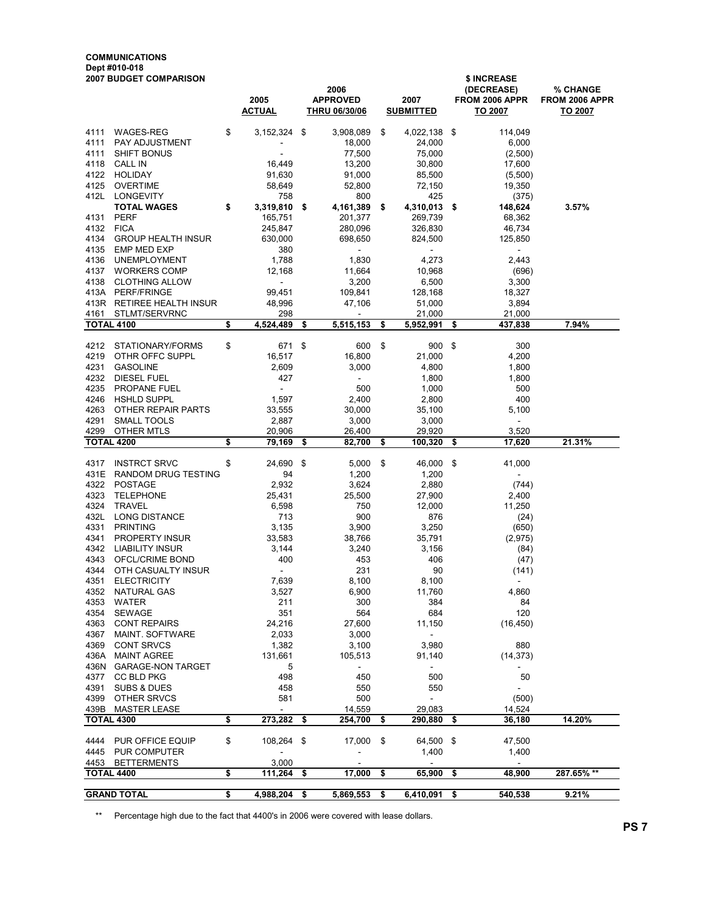**COMMUNICATIONS**
**Dept #010-018**
**2007 BUDGET COMPARISON**

| | | 2005 ACTUAL | 2006 APPROVED THRU 06/30/06 | 2007 SUBMITTED | $ INCREASE (DECREASE) FROM 2006 APPR TO 2007 | % CHANGE FROM 2006 APPR TO 2007 |
|---|---|---|---|---|---|---|
| 4111 | WAGES-REG | $ 3,152,324 | $ 3,908,089 | $ 4,022,138 | $ 114,049 | |
| 4111 | PAY ADJUSTMENT | - | 18,000 | 24,000 | 6,000 | |
| 4111 | SHIFT BONUS | - | 77,500 | 75,000 | (2,500) | |
| 4118 | CALL IN | 16,449 | 13,200 | 30,800 | 17,600 | |
| 4122 | HOLIDAY | 91,630 | 91,000 | 85,500 | (5,500) | |
| 4125 | OVERTIME | 58,649 | 52,800 | 72,150 | 19,350 | |
| 412L | LONGEVITY | 758 | 800 | 425 | (375) | |
| | **TOTAL WAGES** | **$ 3,319,810** | **$ 4,161,389** | **$ 4,310,013** | **$ 148,624** | **3.57%** |
| 4131 | PERF | 165,751 | 201,377 | 269,739 | 68,362 | |
| 4132 | FICA | 245,847 | 280,096 | 326,830 | 46,734 | |
| 4134 | GROUP HEALTH INSUR | 630,000 | 698,650 | 824,500 | 125,850 | |
| 4135 | EMP MED EXP | 380 | - | - | - | |
| 4136 | UNEMPLOYMENT | 1,788 | 1,830 | 4,273 | 2,443 | |
| 4137 | WORKERS COMP | 12,168 | 11,664 | 10,968 | (696) | |
| 4138 | CLOTHING ALLOW | - | 3,200 | 6,500 | 3,300 | |
| 413A | PERF/FRINGE | 99,451 | 109,841 | 128,168 | 18,327 | |
| 413R | RETIREE HEALTH INSUR | 48,996 | 47,106 | 51,000 | 3,894 | |
| 4161 | STLMT/SERVRNC | 298 | - | 21,000 | 21,000 | |
| **TOTAL 4100** | | **$ 4,524,489** | **$ 5,515,153** | **$ 5,952,991** | **$ 437,838** | **7.94%** |
| 4212 | STATIONARY/FORMS | $ 671 | $ 600 | $ 900 | $ 300 | |
| 4219 | OTHR OFFC SUPPL | 16,517 | 16,800 | 21,000 | 4,200 | |
| 4231 | GASOLINE | 2,609 | 3,000 | 4,800 | 1,800 | |
| 4232 | DIESEL FUEL | 427 | - | 1,800 | 1,800 | |
| 4235 | PROPANE FUEL | - | 500 | 1,000 | 500 | |
| 4246 | HSHLD SUPPL | 1,597 | 2,400 | 2,800 | 400 | |
| 4263 | OTHER REPAIR PARTS | 33,555 | 30,000 | 35,100 | 5,100 | |
| 4291 | SMALL TOOLS | 2,887 | 3,000 | 3,000 | - | |
| 4299 | OTHER MTLS | 20,906 | 26,400 | 29,920 | 3,520 | |
| **TOTAL 4200** | | **$ 79,169** | **$ 82,700** | **$ 100,320** | **$ 17,620** | **21.31%** |
| 4317 | INSTRCT SRVC | $ 24,690 | $ 5,000 | $ 46,000 | $ 41,000 | |
| 431E | RANDOM DRUG TESTING | 94 | 1,200 | 1,200 | - | |
| 4322 | POSTAGE | 2,932 | 3,624 | 2,880 | (744) | |
| 4323 | TELEPHONE | 25,431 | 25,500 | 27,900 | 2,400 | |
| 4324 | TRAVEL | 6,598 | 750 | 12,000 | 11,250 | |
| 432L | LONG DISTANCE | 713 | 900 | 876 | (24) | |
| 4331 | PRINTING | 3,135 | 3,900 | 3,250 | (650) | |
| 4341 | PROPERTY INSUR | 33,583 | 38,766 | 35,791 | (2,975) | |
| 4342 | LIABILITY INSUR | 3,144 | 3,240 | 3,156 | (84) | |
| 4343 | OFCL/CRIME BOND | 400 | 453 | 406 | (47) | |
| 4344 | OTH CASUALTY INSUR | - | 231 | 90 | (141) | |
| 4351 | ELECTRICITY | 7,639 | 8,100 | 8,100 | - | |
| 4352 | NATURAL GAS | 3,527 | 6,900 | 11,760 | 4,860 | |
| 4353 | WATER | 211 | 300 | 384 | 84 | |
| 4354 | SEWAGE | 351 | 564 | 684 | 120 | |
| 4363 | CONT REPAIRS | 24,216 | 27,600 | 11,150 | (16,450) | |
| 4367 | MAINT. SOFTWARE | 2,033 | 3,000 | - | | |
| 4369 | CONT SRVCS | 1,382 | 3,100 | 3,980 | 880 | |
| 436A | MAINT AGREE | 131,661 | 105,513 | 91,140 | (14,373) | |
| 436N | GARAGE-NON TARGET | 5 | - | - | - | |
| 4377 | CC BLD PKG | 498 | 450 | 500 | 50 | |
| 4391 | SUBS & DUES | 458 | 550 | 550 | - | |
| 4399 | OTHER SRVCS | 581 | 500 | - | (500) | |
| 439B | MASTER LEASE | - | 14,559 | 29,083 | 14,524 | |
| **TOTAL 4300** | | **$ 273,282** | **$ 254,700** | **$ 290,880** | **$ 36,180** | **14.20%** |
| 4444 | PUR OFFICE EQUIP | $ 108,264 | $ 17,000 | $ 64,500 | $ 47,500 | |
| 4445 | PUR COMPUTER | - | - | 1,400 | 1,400 | |
| 4453 | BETTERMENTS | 3,000 | - | - | - | |
| **TOTAL 4400** | | **$ 111,264** | **$ 17,000** | **$ 65,900** | **$ 48,900** | **287.65% \*\*** |
| **GRAND TOTAL** | | **$ 4,988,204** | **$ 5,869,553** | **$ 6,410,091** | **$ 540,538** | **9.21%** |

** Percentage high due to the fact that 4400's in 2006 were covered with lease dollars.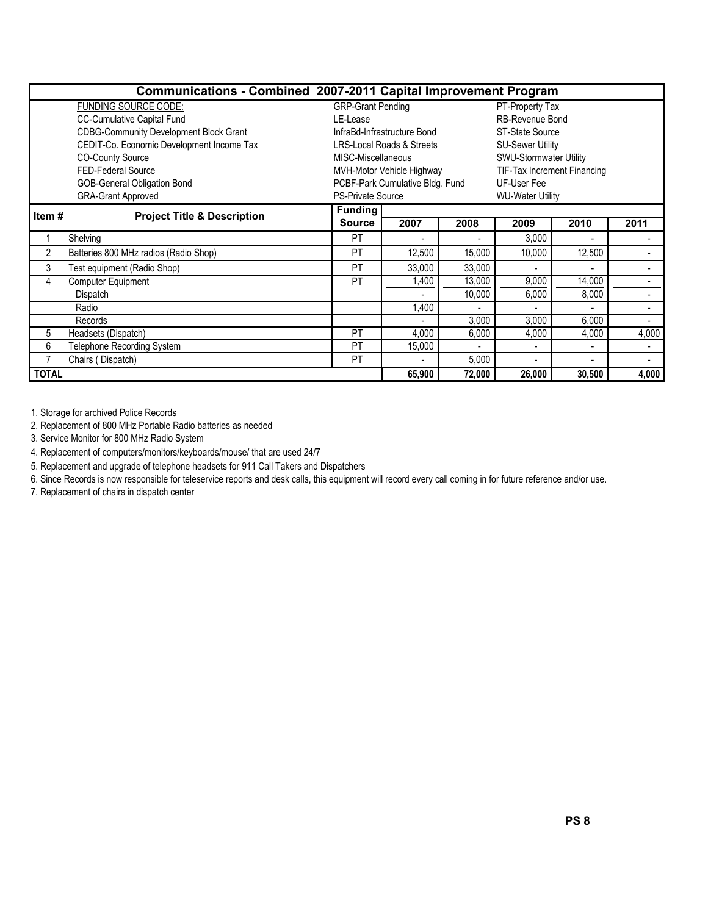# Communications - Combined 2007-2011 Capital Improvement Program

| FUNDING SOURCE CODE: | | |
|---|---|---|
| CC-Cumulative Capital Fund | GRP-Grant Pending | PT-Property Tax |
| CDBG-Community Development Block Grant | LE-Lease | RB-Revenue Bond |
| CEDIT-Co. Economic Development Income Tax | InfraBd-Infrastructure Bond | ST-State Source |
| CO-County Source | LRS-Local Roads & Streets | SU-Sewer Utility |
| FED-Federal Source | MISC-Miscellaneous | SWU-Stormwater Utility |
| GOB-General Obligation Bond | MVH-Motor Vehicle Highway | TIF-Tax Increment Financing |
| GRA-Grant Approved | PCBF-Park Cumulative Bldg. Fund | UF-User Fee |
| | PS-Private Source | WU-Water Utility |

| Item # | Project Title & Description | Funding Source | 2007 | 2008 | 2009 | 2010 | 2011 |
|---|---|---|---|---|---|---|---|
| 1 | Shelving | PT | - | - | 3,000 | - | - |
| 2 | Batteries 800 MHz radios (Radio Shop) | PT | 12,500 | 15,000 | 10,000 | 12,500 | - |
| 3 | Test equipment (Radio Shop) | PT | 33,000 | 33,000 | - | - | - |
| 4 | Computer Equipment | PT | 1,400 | 13,000 | 9,000 | 14,000 | - |
| | Dispatch | | - | 10,000 | 6,000 | 8,000 | - |
| | Radio | | 1,400 | - | - | - | - |
| | Records | | - | 3,000 | 3,000 | 6,000 | - |
| 5 | Headsets (Dispatch) | PT | 4,000 | 6,000 | 4,000 | 4,000 | 4,000 |
| 6 | Telephone Recording System | PT | 15,000 | - | - | - | - |
| 7 | Chairs ( Dispatch) | PT | - | 5,000 | - | - | - |
| **TOTAL** | | | **65,900** | **72,000** | **26,000** | **30,500** | **4,000** |

1. Storage for archived Police Records
2. Replacement of 800 MHz Portable Radio batteries as needed
3. Service Monitor for 800 MHz Radio System
4. Replacement of computers/monitors/keyboards/mouse/ that are used 24/7
5. Replacement and upgrade of telephone headsets for 911 Call Takers and Dispatchers
6. Since Records is now responsible for teleservice reports and desk calls, this equipment will record every call coming in for future reference and/or use.
7. Replacement of chairs in dispatch center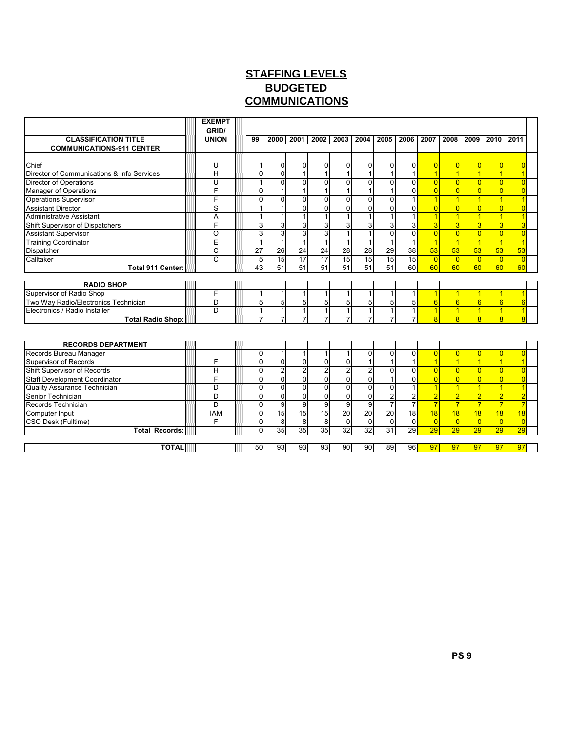# STAFFING LEVELS
## BUDGETED
## COMMUNICATIONS

| CLASSIFICATION TITLE | EXEMPT GRID/ UNION | 99 | 2000 | 2001 | 2002 | 2003 | 2004 | 2005 | 2006 | 2007 | 2008 | 2009 | 2010 | 2011 |
|---|---|---|---|---|---|---|---|---|---|---|---|---|---|---|
| **COMMUNICATIONS-911 CENTER** | | | | | | | | | | | | | | |
| Chief | U | 1 | 0 | 0 | 0 | 0 | 0 | 0 | 0 | 0 | 0 | 0 | 0 | 0 |
| Director of Communications & Info Services | H | 0 | 0 | 1 | 1 | 1 | 1 | 1 | 1 | 1 | 1 | 1 | 1 | 1 |
| Director of Operations | U | 1 | 0 | 0 | 0 | 0 | 0 | 0 | 0 | 0 | 0 | 0 | 0 | 0 |
| Manager of Operations | F | 0 | 1 | 1 | 1 | 1 | 1 | 1 | 0 | 0 | 0 | 0 | 0 | 0 |
| Operations Supervisor | F | 0 | 0 | 0 | 0 | 0 | 0 | 0 | 1 | 1 | 1 | 1 | 1 | 1 |
| Assistant Director | S | 1 | 1 | 0 | 0 | 0 | 0 | 0 | 0 | 0 | 0 | 0 | 0 | 0 |
| Administrative Assistant | A | 1 | 1 | 1 | 1 | 1 | 1 | 1 | 1 | 1 | 1 | 1 | 1 | 1 |
| Shift Supervisor of Dispatchers | F | 3 | 3 | 3 | 3 | 3 | 3 | 3 | 3 | 3 | 3 | 3 | 3 | 3 |
| Assistant Supervisor | O | 3 | 3 | 3 | 3 | 1 | 1 | 0 | 0 | 0 | 0 | 0 | 0 | 0 |
| Training Coordinator | E | 1 | 1 | 1 | 1 | 1 | 1 | 1 | 1 | 1 | 1 | 1 | 1 | 1 |
| Dispatcher | C | 27 | 26 | 24 | 24 | 28 | 28 | 29 | 38 | 53 | 53 | 53 | 53 | 53 |
| Calltaker | C | 5 | 15 | 17 | 17 | 15 | 15 | 15 | 15 | 0 | 0 | 0 | 0 | 0 |
| **Total 911 Center:** | | 43 | 51 | 51 | 51 | 51 | 51 | 51 | 60 | 60 | 60 | 60 | 60 | 60 |
| **RADIO SHOP** | | | | | | | | | | | | | | |
| Supervisor of Radio Shop | F | 1 | 1 | 1 | 1 | 1 | 1 | 1 | 1 | 1 | 1 | 1 | 1 | 1 |
| Two Way Radio/Electronics Technician | D | 5 | 5 | 5 | 5 | 5 | 5 | 5 | 5 | 6 | 6 | 6 | 6 | 6 |
| Electronics / Radio Installer | D | 1 | 1 | 1 | 1 | 1 | 1 | 1 | 1 | 1 | 1 | 1 | 1 | 1 |
| **Total Radio Shop:** | | 7 | 7 | 7 | 7 | 7 | 7 | 7 | 7 | 8 | 8 | 8 | 8 | 8 |
| **RECORDS DEPARTMENT** | | | | | | | | | | | | | | |
| Records Bureau Manager | | 0 | 1 | 1 | 1 | 1 | 0 | 0 | 0 | 0 | 0 | 0 | 0 | 0 |
| Supervisor of Records | F | 0 | 0 | 0 | 0 | 0 | 1 | 1 | 1 | 1 | 1 | 1 | 1 | 1 |
| Shift Supervisor of Records | H | 0 | 2 | 2 | 2 | 2 | 2 | 0 | 0 | 0 | 0 | 0 | 0 | 0 |
| Staff Development Coordinator | F | 0 | 0 | 0 | 0 | 0 | 0 | 1 | 0 | 0 | 0 | 0 | 0 | 0 |
| Quality Assurance Technician | D | 0 | 0 | 0 | 0 | 0 | 0 | 0 | 1 | 1 | 1 | 1 | 1 | 1 |
| Senior Technician | D | 0 | 0 | 0 | 0 | 0 | 0 | 2 | 2 | 2 | 2 | 2 | 2 | 2 |
| Records Technician | D | 0 | 9 | 9 | 9 | 9 | 9 | 7 | 7 | 7 | 7 | 7 | 7 | 7 |
| Computer Input | IAM | 0 | 15 | 15 | 15 | 20 | 20 | 20 | 18 | 18 | 18 | 18 | 18 | 18 |
| CSO Desk (Fulltime) | F | 0 | 8 | 8 | 8 | 0 | 0 | 0 | 0 | 0 | 0 | 0 | 0 | 0 |
| **Total Records:** | | 0 | 35 | 35 | 35 | 32 | 32 | 31 | 29 | 29 | 29 | 29 | 29 | 29 |
| **TOTAL** | | 50 | 93 | 93 | 93 | 90 | 90 | 89 | 96 | 97 | 97 | 97 | 97 | 97 |

PS 9